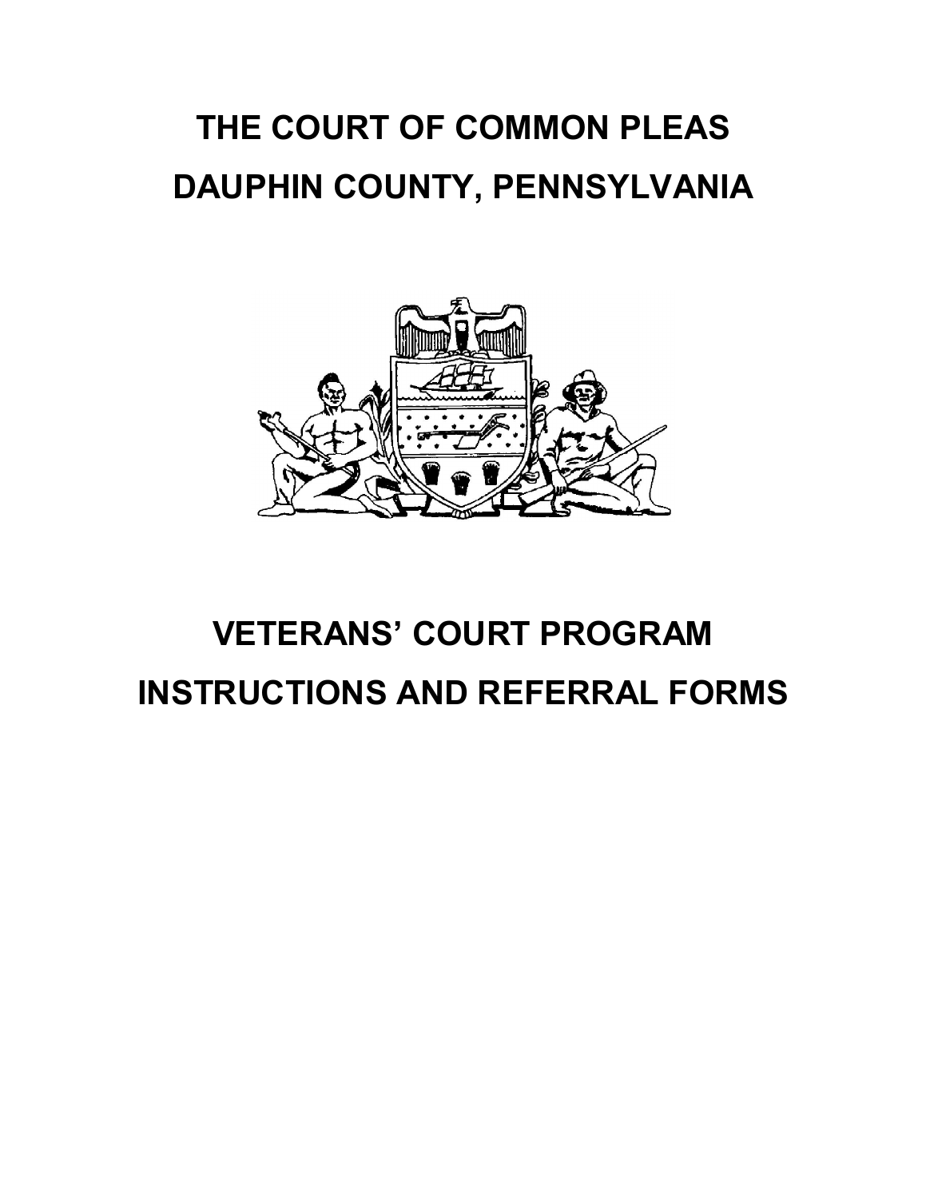# THE COURT OF COMMON PLEAS
# DAUPHIN COUNTY, PENNSYLVANIA

# VETERANS' COURT PROGRAM
# INSTRUCTIONS AND REFERRAL FORMS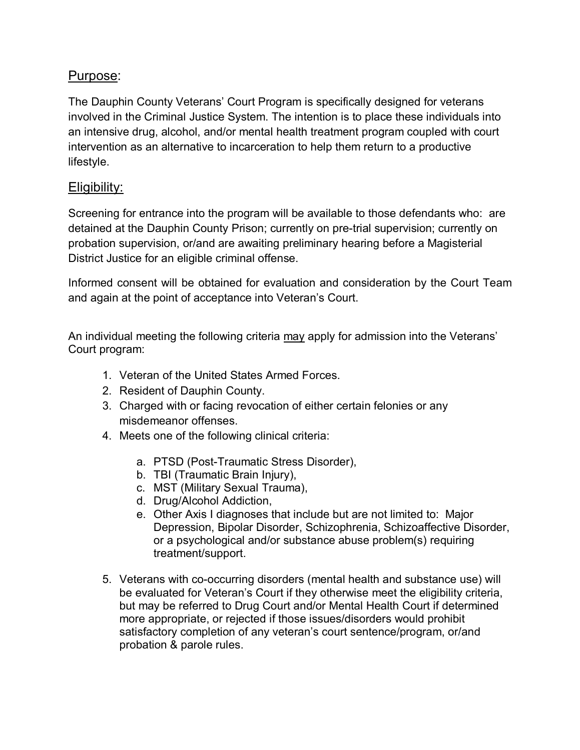## Purpose:

The Dauphin County Veterans' Court Program is specifically designed for veterans involved in the Criminal Justice System. The intention is to place these individuals into an intensive drug, alcohol, and/or mental health treatment program coupled with court intervention as an alternative to incarceration to help them return to a productive lifestyle.

## Eligibility:

Screening for entrance into the program will be available to those defendants who: are detained at the Dauphin County Prison; currently on pre-trial supervision; currently on probation supervision, or/and are awaiting preliminary hearing before a Magisterial District Justice for an eligible criminal offense.

Informed consent will be obtained for evaluation and consideration by the Court Team and again at the point of acceptance into Veteran's Court.

An individual meeting the following criteria may apply for admission into the Veterans' Court program:

1. Veteran of the United States Armed Forces.
2. Resident of Dauphin County.
3. Charged with or facing revocation of either certain felonies or any misdemeanor offenses.
4. Meets one of the following clinical criteria:
   a. PTSD (Post-Traumatic Stress Disorder),
   b. TBI (Traumatic Brain Injury),
   c. MST (Military Sexual Trauma),
   d. Drug/Alcohol Addiction,
   e. Other Axis I diagnoses that include but are not limited to: Major Depression, Bipolar Disorder, Schizophrenia, Schizoaffective Disorder, or a psychological and/or substance abuse problem(s) requiring treatment/support.
5. Veterans with co-occurring disorders (mental health and substance use) will be evaluated for Veteran's Court if they otherwise meet the eligibility criteria, but may be referred to Drug Court and/or Mental Health Court if determined more appropriate, or rejected if those issues/disorders would prohibit satisfactory completion of any veteran's court sentence/program, or/and probation & parole rules.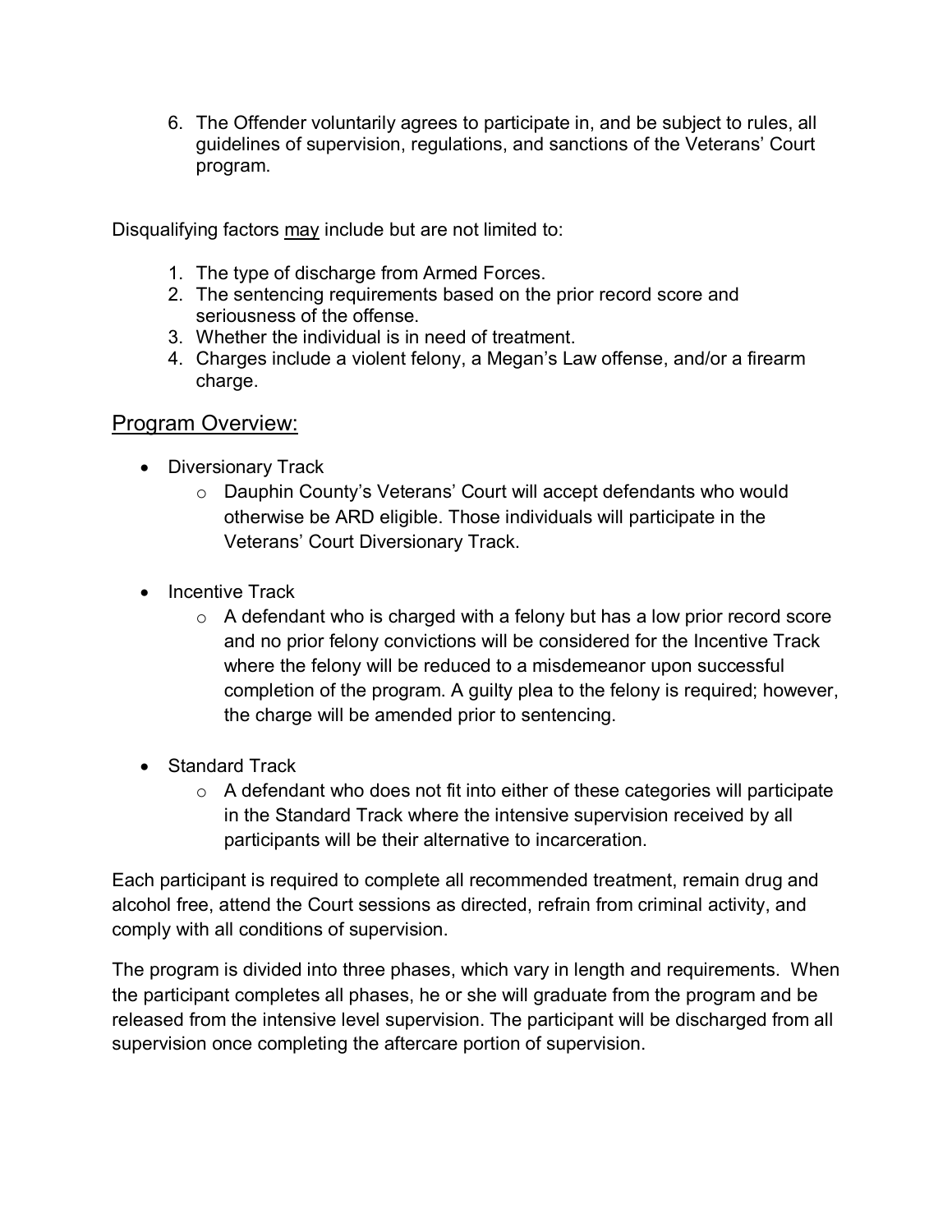6. The Offender voluntarily agrees to participate in, and be subject to rules, all guidelines of supervision, regulations, and sanctions of the Veterans' Court program.

Disqualifying factors <u>may</u> include but are not limited to:

1. The type of discharge from Armed Forces.
2. The sentencing requirements based on the prior record score and seriousness of the offense.
3. Whether the individual is in need of treatment.
4. Charges include a violent felony, a Megan's Law offense, and/or a firearm charge.

## <u>Program Overview:</u>

- Diversionary Track
  - Dauphin County's Veterans' Court will accept defendants who would otherwise be ARD eligible. Those individuals will participate in the Veterans' Court Diversionary Track.
- Incentive Track
  - A defendant who is charged with a felony but has a low prior record score and no prior felony convictions will be considered for the Incentive Track where the felony will be reduced to a misdemeanor upon successful completion of the program. A guilty plea to the felony is required; however, the charge will be amended prior to sentencing.
- Standard Track
  - A defendant who does not fit into either of these categories will participate in the Standard Track where the intensive supervision received by all participants will be their alternative to incarceration.

Each participant is required to complete all recommended treatment, remain drug and alcohol free, attend the Court sessions as directed, refrain from criminal activity, and comply with all conditions of supervision.

The program is divided into three phases, which vary in length and requirements. When the participant completes all phases, he or she will graduate from the program and be released from the intensive level supervision. The participant will be discharged from all supervision once completing the aftercare portion of supervision.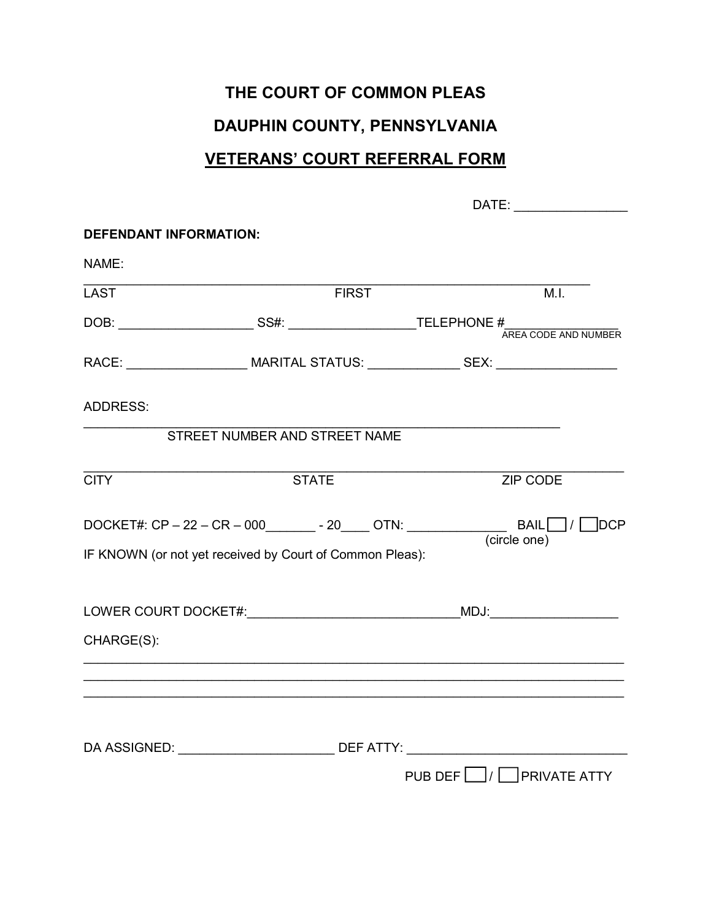# THE COURT OF COMMON PLEAS

## DAUPHIN COUNTY, PENNSYLVANIA

## VETERANS' COURT REFERRAL FORM

DATE: _______________

**DEFENDANT INFORMATION:**

NAME:

_____________________________________________________________________
LAST FIRST M.I.

DOB: __________________ SS#: _________________TELEPHONE #_______________
AREA CODE AND NUMBER

RACE: ________________ MARITAL STATUS: ____________ SEX: ________________

ADDRESS:

_________________________________________________________________
STREET NUMBER AND STREET NAME

_____________________________________________________________________
CITY STATE ZIP CODE

DOCKET#: CP – 22 – CR – 000_______ - 20____ OTN: _____________ BAIL ☐ / ☐ DCP
(circle one)

IF KNOWN (or not yet received by Court of Common Pleas):

LOWER COURT DOCKET#:_____________________________MDJ:_________________

CHARGE(S):

_____________________________________________________________________
_____________________________________________________________________
_____________________________________________________________________

DA ASSIGNED: _____________________ DEF ATTY: ______________________________

PUB DEF ☐ / ☐ PRIVATE ATTY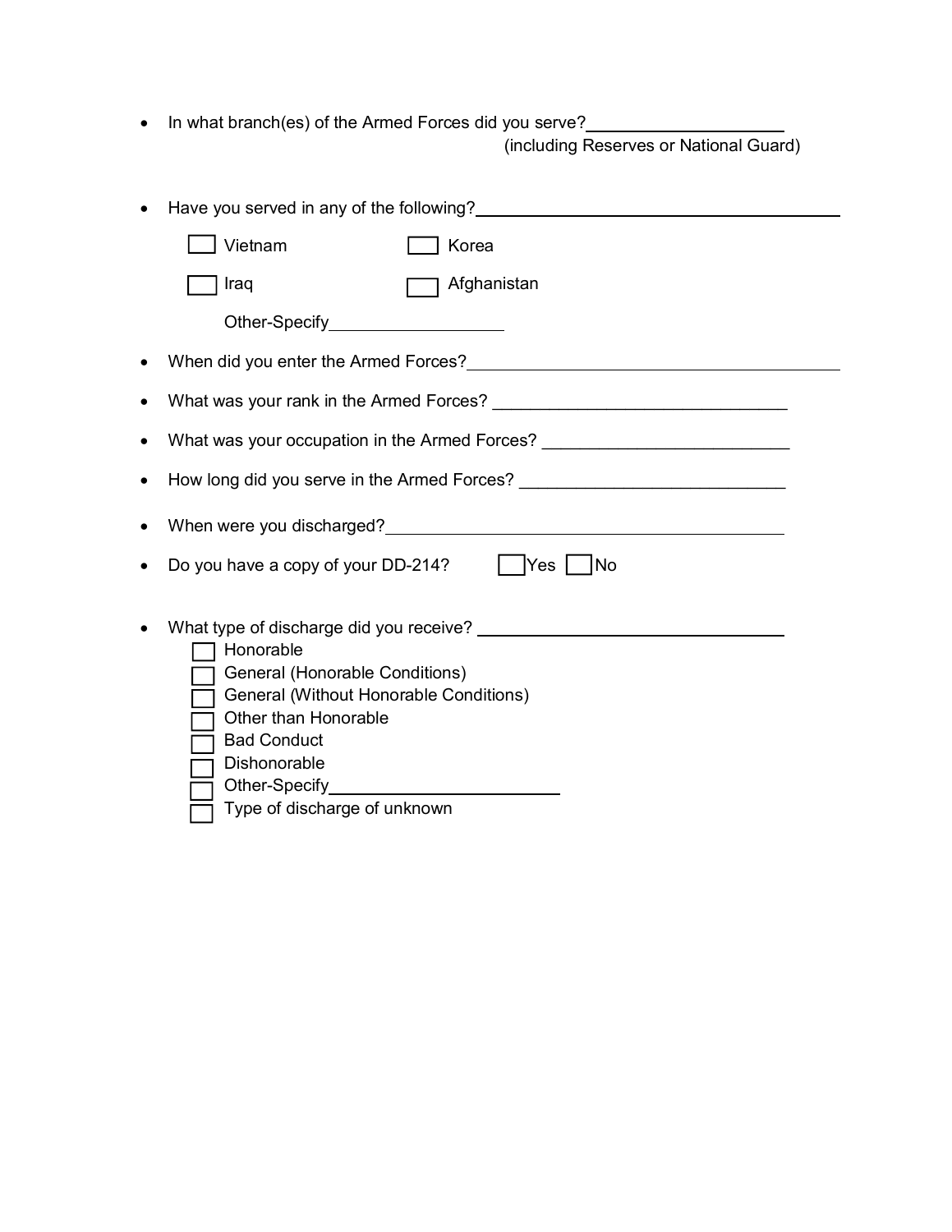- In what branch(es) of the Armed Forces did you serve?____________________
  (including Reserves or National Guard)

- Have you served in any of the following?____________________________________

  ☐ Vietnam ☐ Korea

  ☐ Iraq ☐ Afghanistan

  Other-Specify________________

- When did you enter the Armed Forces?____________________________________
- What was your rank in the Armed Forces? ______________________________
- What was your occupation in the Armed Forces? _________________________
- How long did you serve in the Armed Forces? ___________________________
- When were you discharged?____________________________________
- Do you have a copy of your DD-214? ☐Yes ☐No

- What type of discharge did you receive? ____________________________
  - ☐ Honorable
  - ☐ General (Honorable Conditions)
  - ☐ General (Without Honorable Conditions)
  - ☐ Other than Honorable
  - ☐ Bad Conduct
  - ☐ Dishonorable
  - ☐ Other-Specify____________________
  - ☐ Type of discharge of unknown